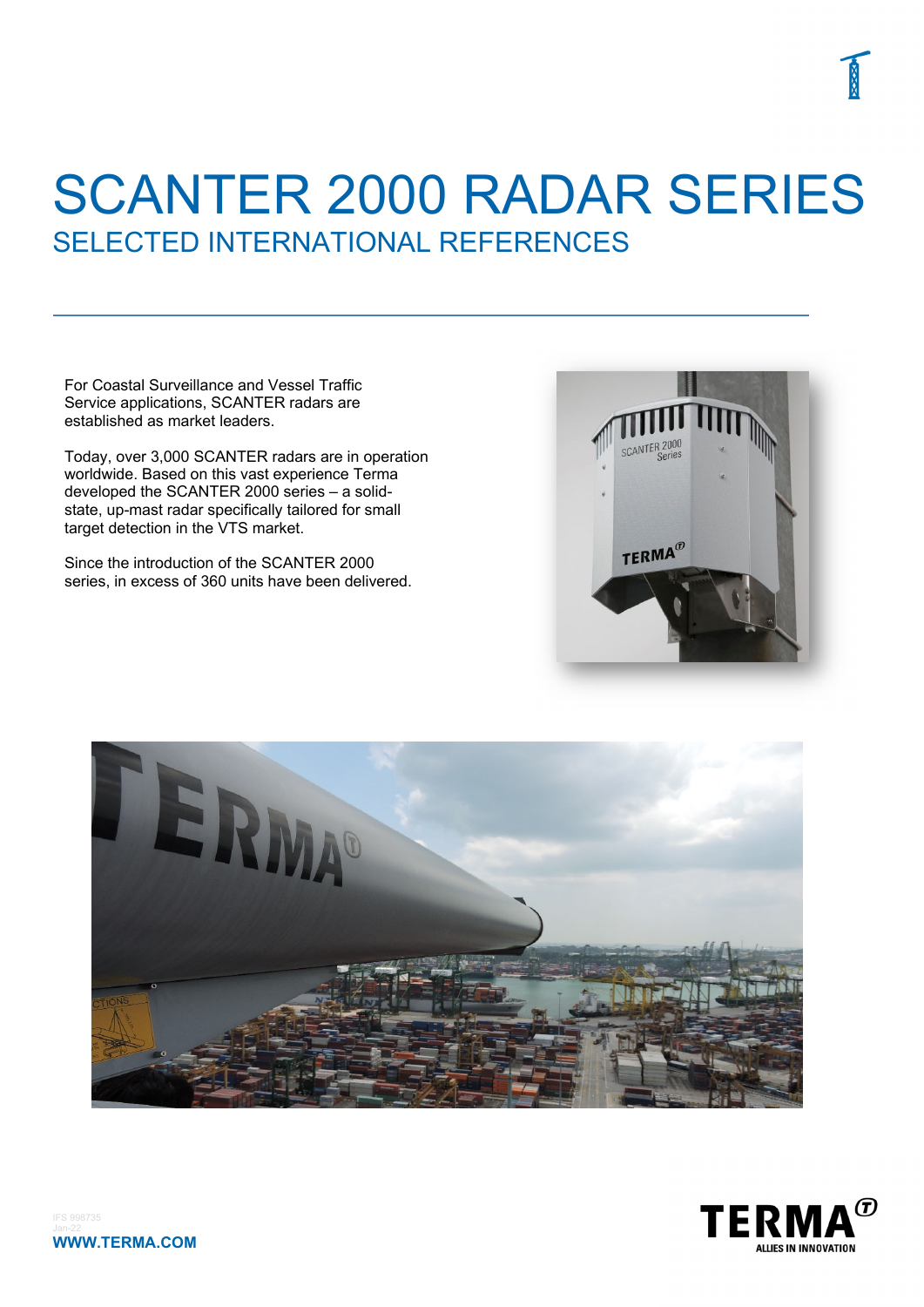# SCANTER 2000 RADAR SERIES

## SELECTED INTERNATIONAL REFERENCES

For Coastal Surveillance and Vessel Traffic Service applications, SCANTER radars are established as market leaders.

Today, over 3,000 SCANTER radars are in operation worldwide. Based on this vast experience Terma developed the SCANTER 2000 series – a solid-state, up-mast radar specifically tailored for small target detection in the VTS market.

Since the introduction of the SCANTER 2000 series, in excess of 360 units have been delivered.

IFS 998735
Jan-22
**WWW.TERMA.COM**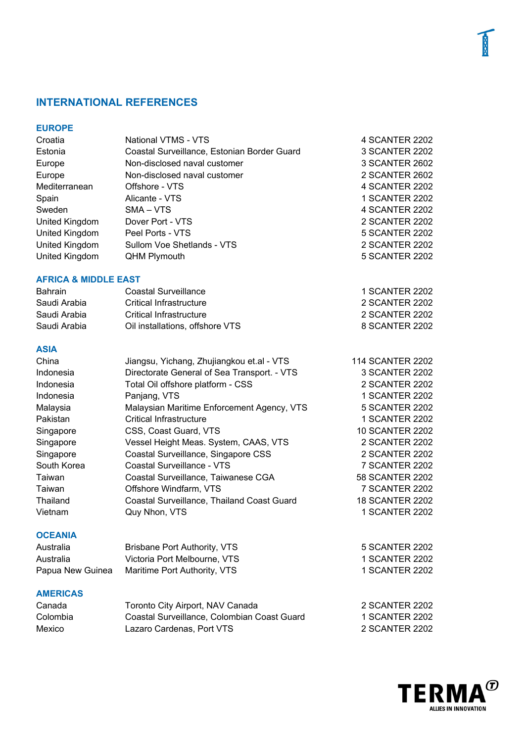## INTERNATIONAL REFERENCES

### EUROPE

| | | |
|---|---|---|
| Croatia | National VTMS - VTS | 4 SCANTER 2202 |
| Estonia | Coastal Surveillance, Estonian Border Guard | 3 SCANTER 2202 |
| Europe | Non-disclosed naval customer | 3 SCANTER 2602 |
| Europe | Non-disclosed naval customer | 2 SCANTER 2602 |
| Mediterranean | Offshore - VTS | 4 SCANTER 2202 |
| Spain | Alicante - VTS | 1 SCANTER 2202 |
| Sweden | SMA – VTS | 4 SCANTER 2202 |
| United Kingdom | Dover Port - VTS | 2 SCANTER 2202 |
| United Kingdom | Peel Ports - VTS | 5 SCANTER 2202 |
| United Kingdom | Sullom Voe Shetlands - VTS | 2 SCANTER 2202 |
| United Kingdom | QHM Plymouth | 5 SCANTER 2202 |

### AFRICA & MIDDLE EAST

| | | |
|---|---|---|
| Bahrain | Coastal Surveillance | 1 SCANTER 2202 |
| Saudi Arabia | Critical Infrastructure | 2 SCANTER 2202 |
| Saudi Arabia | Critical Infrastructure | 2 SCANTER 2202 |
| Saudi Arabia | Oil installations, offshore VTS | 8 SCANTER 2202 |

### ASIA

| | | |
|---|---|---|
| China | Jiangsu, Yichang, Zhujiangkou et.al - VTS | 114 SCANTER 2202 |
| Indonesia | Directorate General of Sea Transport. - VTS | 3 SCANTER 2202 |
| Indonesia | Total Oil offshore platform - CSS | 2 SCANTER 2202 |
| Indonesia | Panjang, VTS | 1 SCANTER 2202 |
| Malaysia | Malaysian Maritime Enforcement Agency, VTS | 5 SCANTER 2202 |
| Pakistan | Critical Infrastructure | 1 SCANTER 2202 |
| Singapore | CSS, Coast Guard, VTS | 10 SCANTER 2202 |
| Singapore | Vessel Height Meas. System, CAAS, VTS | 2 SCANTER 2202 |
| Singapore | Coastal Surveillance, Singapore CSS | 2 SCANTER 2202 |
| South Korea | Coastal Surveillance - VTS | 7 SCANTER 2202 |
| Taiwan | Coastal Surveillance, Taiwanese CGA | 58 SCANTER 2202 |
| Taiwan | Offshore Windfarm, VTS | 7 SCANTER 2202 |
| Thailand | Coastal Surveillance, Thailand Coast Guard | 18 SCANTER 2202 |
| Vietnam | Quy Nhon, VTS | 1 SCANTER 2202 |

### OCEANIA

| | | |
|---|---|---|
| Australia | Brisbane Port Authority, VTS | 5 SCANTER 2202 |
| Australia | Victoria Port Melbourne, VTS | 1 SCANTER 2202 |
| Papua New Guinea | Maritime Port Authority, VTS | 1 SCANTER 2202 |

### AMERICAS

| | | |
|---|---|---|
| Canada | Toronto City Airport, NAV Canada | 2 SCANTER 2202 |
| Colombia | Coastal Surveillance, Colombian Coast Guard | 1 SCANTER 2202 |
| Mexico | Lazaro Cardenas, Port VTS | 2 SCANTER 2202 |

TERMA®
ALLIES IN INNOVATION